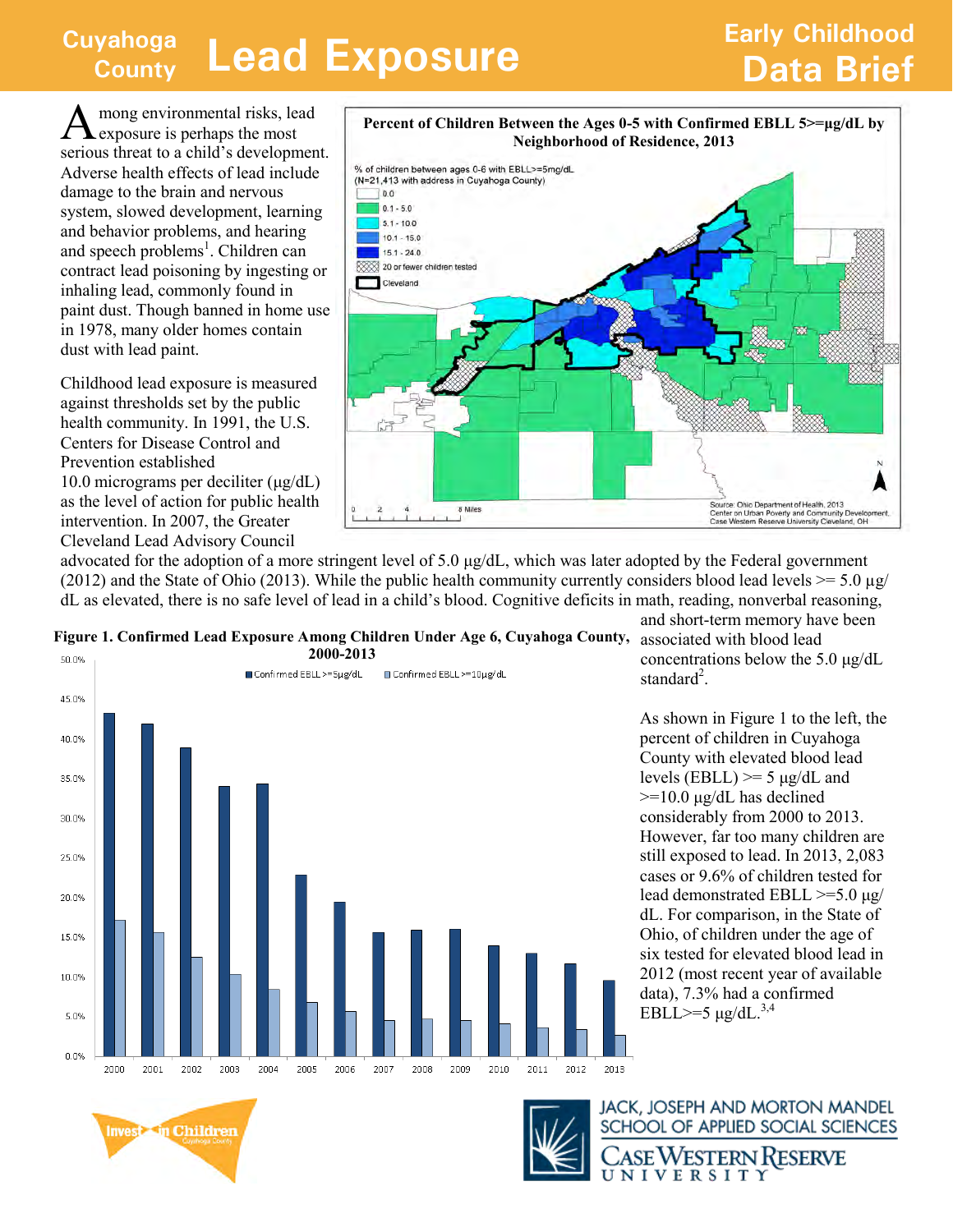# Cuyahoga County Lead Exposure

## Early Childhood Data Brief

Among environmental risks, lead exposure is perhaps the most serious threat to a child's development. Adverse health effects of lead include damage to the brain and nervous system, slowed development, learning and behavior problems, and hearing and speech problems[1]. Children can contract lead poisoning by ingesting or inhaling lead, commonly found in paint dust. Though banned in home use in 1978, many older homes contain dust with lead paint.

Childhood lead exposure is measured against thresholds set by the public health community. In 1991, the U.S. Centers for Disease Control and Prevention established 10.0 micrograms per deciliter (µg/dL) as the level of action for public health intervention. In 2007, the Greater Cleveland Lead Advisory Council advocated for the adoption of a more stringent level of 5.0 µg/dL, which was later adopted by the Federal government (2012) and the State of Ohio (2013). While the public health community currently considers blood lead levels >= 5.0 µg/dL as elevated, there is no safe level of lead in a child's blood. Cognitive deficits in math, reading, nonverbal reasoning, and short-term memory have been associated with blood lead concentrations below the 5.0 µg/dL standard[2].

**Percent of Children Between the Ages 0-5 with Confirmed EBLL 5>=µg/dL by Neighborhood of Residence, 2013**

% of children between ages 0-6 with EBLL>=5mg/dL (N=21,413 with address in Cuyahoga County)

- 0.0
- 0.1 - 5.0
- 5.1 - 10.0
- 10.1 - 15.0
- 15.1 - 24.0
- 20 or fewer children tested
- Cleveland

Source: Ohio Department of Health, 2013. Center on Urban Poverty and Community Development, Case Western Reserve University Cleveland, OH

**Figure 1. Confirmed Lead Exposure Among Children Under Age 6, Cuyahoga County, 2000-2013**

Legend: Confirmed EBLL >=5µg/dL; Confirmed EBLL >=10µg/dL

As shown in Figure 1 to the left, the percent of children in Cuyahoga County with elevated blood lead levels (EBLL) >= 5 µg/dL and >=10.0 µg/dL has declined considerably from 2000 to 2013. However, far too many children are still exposed to lead. In 2013, 2,083 cases or 9.6% of children tested for lead demonstrated EBLL >=5.0 µg/dL. For comparison, in the State of Ohio, of children under the age of six tested for elevated blood lead in 2012 (most recent year of available data), 7.3% had a confirmed EBLL>=5 µg/dL.[3,4]

Invest in Children, Cuyahoga County

Jack, Joseph and Morton Mandel School of Applied Social Sciences, Case Western Reserve University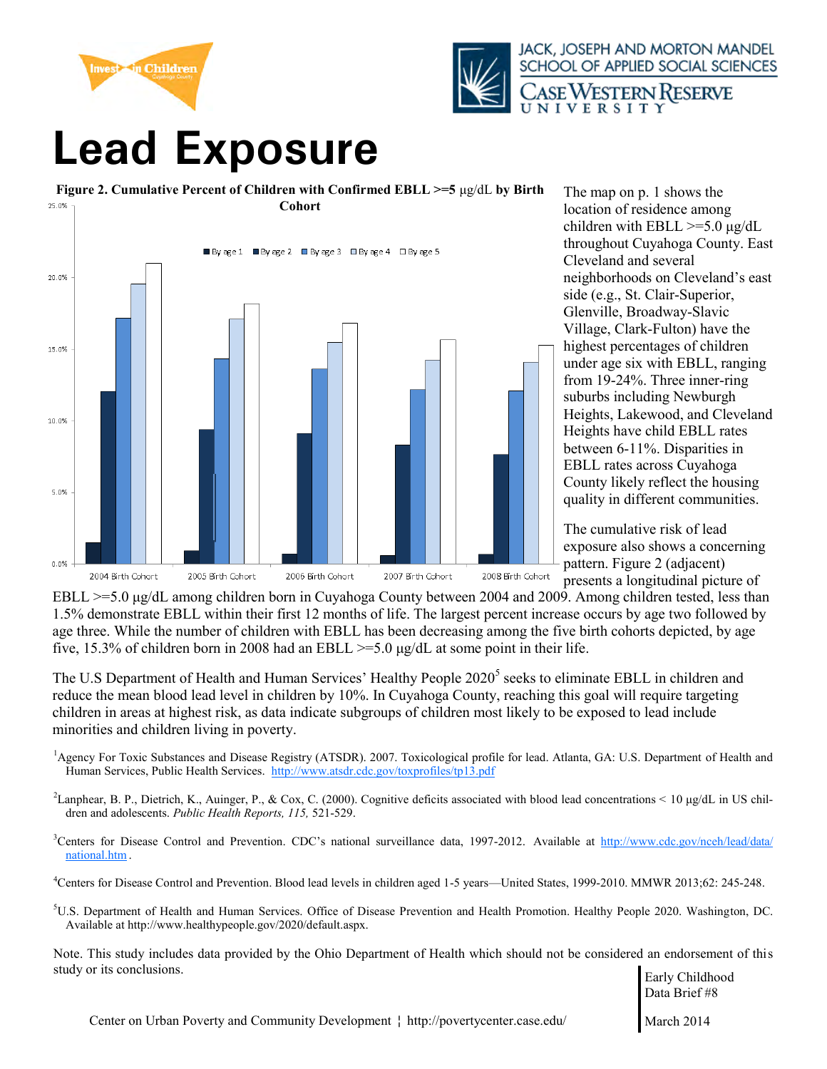# Lead Exposure

**Figure 2. Cumulative Percent of Children with Confirmed EBLL >=5 µg/dL by Birth Cohort**

25.0%
20.0%
15.0%
10.0%
5.0%
0.0%

By age 1 | By age 2 | By age 3 | By age 4 | By age 5

2004 Birth Cohort
2005 Birth Cohort
2006 Birth Cohort
2007 Birth Cohort
2008 Birth Cohort

The map on p. 1 shows the location of residence among children with EBLL >=5.0 µg/dL throughout Cuyahoga County. East Cleveland and several neighborhoods on Cleveland's east side (e.g., St. Clair-Superior, Glenville, Broadway-Slavic Village, Clark-Fulton) have the highest percentages of children under age six with EBLL, ranging from 19-24%. Three inner-ring suburbs including Newburgh Heights, Lakewood, and Cleveland Heights have child EBLL rates between 6-11%. Disparities in EBLL rates across Cuyahoga County likely reflect the housing quality in different communities.

The cumulative risk of lead exposure also shows a concerning pattern. Figure 2 (adjacent) presents a longitudinal picture of EBLL >=5.0 µg/dL among children born in Cuyahoga County between 2004 and 2009. Among children tested, less than 1.5% demonstrate EBLL within their first 12 months of life. The largest percent increase occurs by age two followed by age three. While the number of children with EBLL has been decreasing among the five birth cohorts depicted, by age five, 15.3% of children born in 2008 had an EBLL >=5.0 µg/dL at some point in their life.

The U.S Department of Health and Human Services' Healthy People 2020[5] seeks to eliminate EBLL in children and reduce the mean blood lead level in children by 10%. In Cuyahoga County, reaching this goal will require targeting children in areas at highest risk, as data indicate subgroups of children most likely to be exposed to lead include minorities and children living in poverty.

[1]Agency For Toxic Substances and Disease Registry (ATSDR). 2007. Toxicological profile for lead. Atlanta, GA: U.S. Department of Health and Human Services, Public Health Services. http://www.atsdr.cdc.gov/toxprofiles/tp13.pdf

[2]Lanphear, B. P., Dietrich, K., Auinger, P., & Cox, C. (2000). Cognitive deficits associated with blood lead concentrations < 10 µg/dL in US children and adolescents. *Public Health Reports, 115,* 521-529.

[3]Centers for Disease Control and Prevention. CDC's national surveillance data, 1997-2012. Available at http://www.cdc.gov/nceh/lead/data/national.htm .

[4]Centers for Disease Control and Prevention. Blood lead levels in children aged 1-5 years—United States, 1999-2010. MMWR 2013;62: 245-248.

[5]U.S. Department of Health and Human Services. Office of Disease Prevention and Health Promotion. Healthy People 2020. Washington, DC. Available at http://www.healthypeople.gov/2020/default.aspx.

Note. This study includes data provided by the Ohio Department of Health which should not be considered an endorsement of this study or its conclusions.

Early Childhood Data Brief #8

March 2014

Center on Urban Poverty and Community Development ¦ http://povertycenter.case.edu/